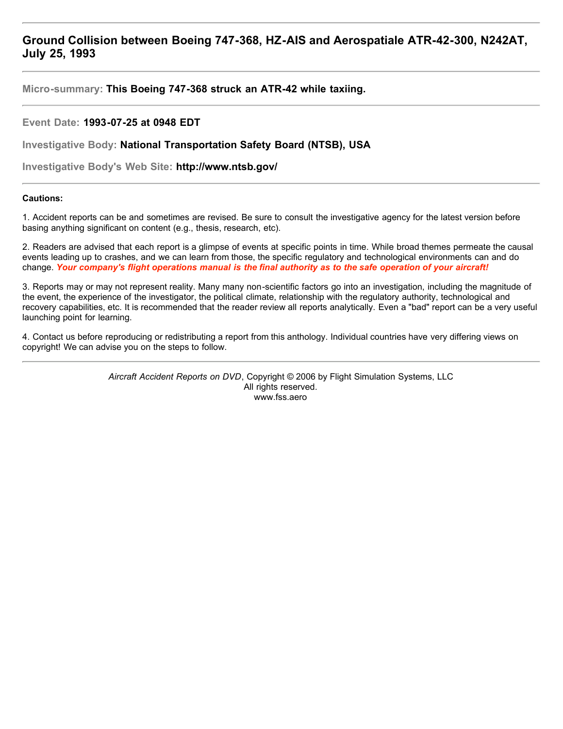# Ground Collision between Boeing 747-368, HZ-AIS and Aerospatiale ATR-42-300, N242AT, July 25, 1993

---

**Micro-summary:** **This Boeing 747-368 struck an ATR-42 while taxiing.**

---

**Event Date:** **1993-07-25 at 0948 EDT**

**Investigative Body:** **National Transportation Safety Board (NTSB), USA**

**Investigative Body's Web Site:** **http://www.ntsb.gov/**

---

**Cautions:**

1. Accident reports can be and sometimes are revised. Be sure to consult the investigative agency for the latest version before basing anything significant on content (e.g., thesis, research, etc).

2. Readers are advised that each report is a glimpse of events at specific points in time. While broad themes permeate the causal events leading up to crashes, and we can learn from those, the specific regulatory and technological environments can and do change. ***Your company's flight operations manual is the final authority as to the safe operation of your aircraft!***

3. Reports may or may not represent reality. Many many non-scientific factors go into an investigation, including the magnitude of the event, the experience of the investigator, the political climate, relationship with the regulatory authority, technological and recovery capabilities, etc. It is recommended that the reader review all reports analytically. Even a "bad" report can be a very useful launching point for learning.

4. Contact us before reproducing or redistributing a report from this anthology. Individual countries have very differing views on copyright! We can advise you on the steps to follow.

---

*Aircraft Accident Reports on DVD*, Copyright © 2006 by Flight Simulation Systems, LLC
All rights reserved.
www.fss.aero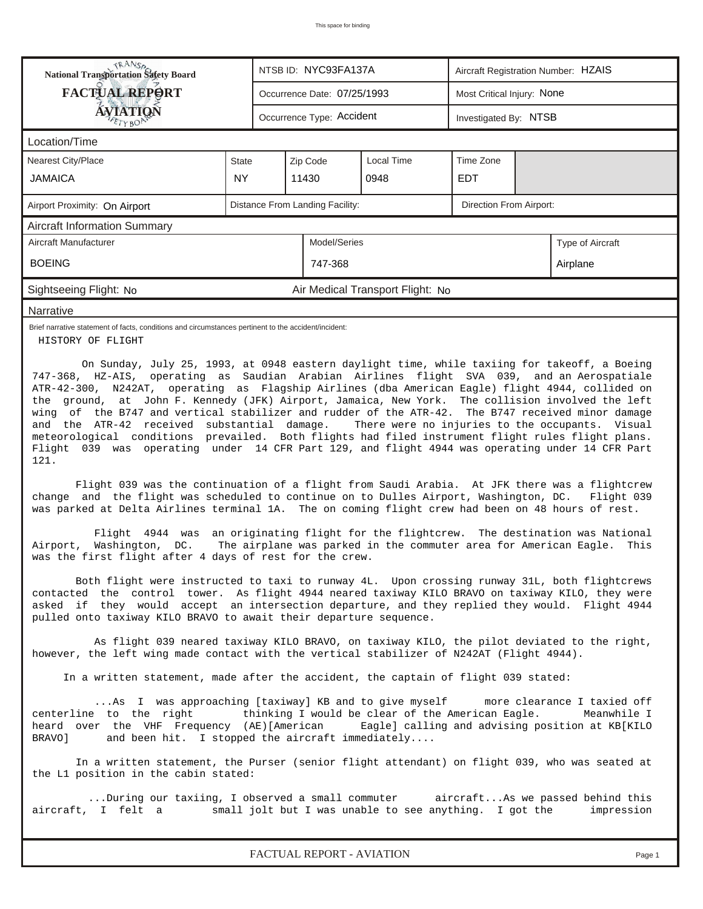This space for binding

| National Transportation Safety Board FACTUAL REPORT AVIATION | NTSB ID: NYC93FA137A | Aircraft Registration Number: HZAIS |
|---|---|---|
| | Occurrence Date: 07/25/1993 | Most Critical Injury: None |
| | Occurrence Type: Accident | Investigated By: NTSB |

## Location/Time

| Nearest City/Place | State | Zip Code | Local Time | Time Zone |
|---|---|---|---|---|
| JAMAICA | NY | 11430 | 0948 | EDT |

| Airport Proximity: On Airport | Distance From Landing Facility: | Direction From Airport: |
|---|---|---|

## Aircraft Information Summary

| Aircraft Manufacturer | Model/Series | Type of Aircraft |
|---|---|---|
| BOEING | 747-368 | Airplane |

Sightseeing Flight: No | Air Medical Transport Flight: No

## Narrative

Brief narrative statement of facts, conditions and circumstances pertinent to the accident/incident:

HISTORY OF FLIGHT

On Sunday, July 25, 1993, at 0948 eastern daylight time, while taxiing for takeoff, a Boeing 747-368, HZ-AIS, operating as Saudian Arabian Airlines flight SVA 039, and an Aerospatiale ATR-42-300, N242AT, operating as Flagship Airlines (dba American Eagle) flight 4944, collided on the ground, at John F. Kennedy (JFK) Airport, Jamaica, New York. The collision involved the left wing of the B747 and vertical stabilizer and rudder of the ATR-42. The B747 received minor damage and the ATR-42 received substantial damage. There were no injuries to the occupants. Visual meteorological conditions prevailed. Both flights had filed instrument flight rules flight plans. Flight 039 was operating under 14 CFR Part 129, and flight 4944 was operating under 14 CFR Part 121.

Flight 039 was the continuation of a flight from Saudi Arabia. At JFK there was a flightcrew change and the flight was scheduled to continue on to Dulles Airport, Washington, DC. Flight 039 was parked at Delta Airlines terminal 1A. The on coming flight crew had been on 48 hours of rest.

Flight 4944 was an originating flight for the flightcrew. The destination was National Airport, Washington, DC. The airplane was parked in the commuter area for American Eagle. This was the first flight after 4 days of rest for the crew.

Both flight were instructed to taxi to runway 4L. Upon crossing runway 31L, both flightcrews contacted the control tower. As flight 4944 neared taxiway KILO BRAVO on taxiway KILO, they were asked if they would accept an intersection departure, and they replied they would. Flight 4944 pulled onto taxiway KILO BRAVO to await their departure sequence.

As flight 039 neared taxiway KILO BRAVO, on taxiway KILO, the pilot deviated to the right, however, the left wing made contact with the vertical stabilizer of N242AT (Flight 4944).

In a written statement, made after the accident, the captain of flight 039 stated:

...As I was approaching [taxiway] KB and to give myself more clearance I taxied off centerline to the right thinking I would be clear of the American Eagle. Meanwhile I heard over the VHF Frequency (AE)[American Eagle] calling and advising position at KB[KILO BRAVO] and been hit. I stopped the aircraft immediately....

In a written statement, the Purser (senior flight attendant) on flight 039, who was seated at the L1 position in the cabin stated:

...During our taxiing, I observed a small commuter aircraft...As we passed behind this aircraft, I felt a small jolt but I was unable to see anything. I got the impression

FACTUAL REPORT - AVIATION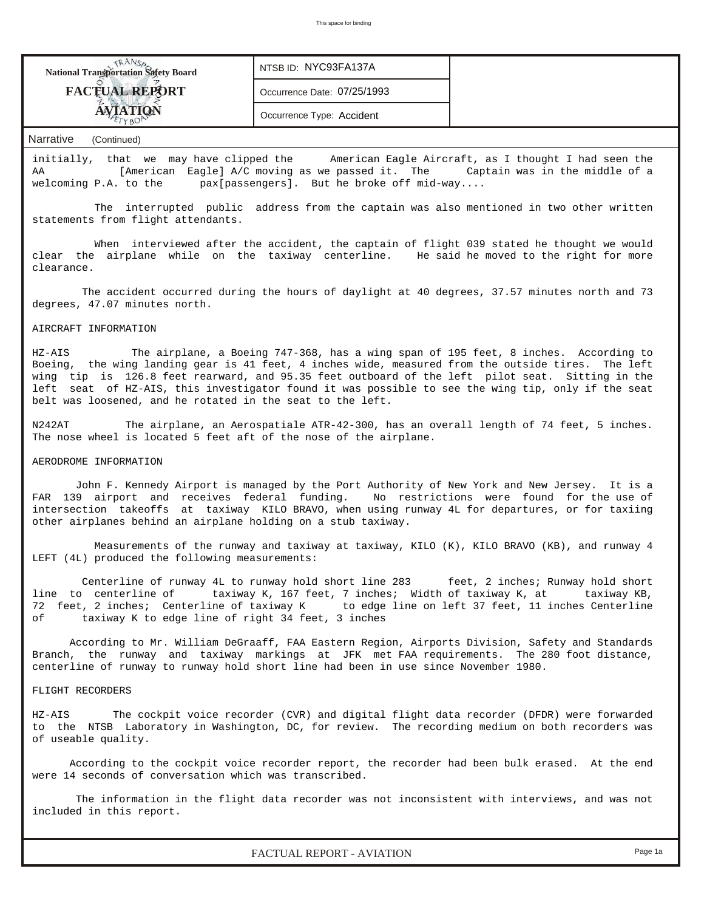**National Transportation Safety Board**
**FACTUAL REPORT**
**AVIATION**

| NTSB ID: NYC93FA137A |
|---|
| Occurrence Date: 07/25/1993 |
| Occurrence Type: Accident |

Narrative (Continued)

initially, that we may have clipped the American Eagle Aircraft, as I thought I had seen the AA [American Eagle] A/C moving as we passed it. The Captain was in the middle of a welcoming P.A. to the pax[passengers]. But he broke off mid-way....

The interrupted public address from the captain was also mentioned in two other written statements from flight attendants.

When interviewed after the accident, the captain of flight 039 stated he thought we would clear the airplane while on the taxiway centerline. He said he moved to the right for more clearance.

The accident occurred during the hours of daylight at 40 degrees, 37.57 minutes north and 73 degrees, 47.07 minutes north.

AIRCRAFT INFORMATION

HZ-AIS The airplane, a Boeing 747-368, has a wing span of 195 feet, 8 inches. According to Boeing, the wing landing gear is 41 feet, 4 inches wide, measured from the outside tires. The left wing tip is 126.8 feet rearward, and 95.35 feet outboard of the left pilot seat. Sitting in the left seat of HZ-AIS, this investigator found it was possible to see the wing tip, only if the seat belt was loosened, and he rotated in the seat to the left.

N242AT The airplane, an Aerospatiale ATR-42-300, has an overall length of 74 feet, 5 inches. The nose wheel is located 5 feet aft of the nose of the airplane.

AERODROME INFORMATION

John F. Kennedy Airport is managed by the Port Authority of New York and New Jersey. It is a FAR 139 airport and receives federal funding. No restrictions were found for the use of intersection takeoffs at taxiway KILO BRAVO, when using runway 4L for departures, or for taxiing other airplanes behind an airplane holding on a stub taxiway.

Measurements of the runway and taxiway at taxiway, KILO (K), KILO BRAVO (KB), and runway 4 LEFT (4L) produced the following measurements:

Centerline of runway 4L to runway hold short line 283 feet, 2 inches; Runway hold short line to centerline of taxiway K, 167 feet, 7 inches; Width of taxiway K, at taxiway KB, 72 feet, 2 inches; Centerline of taxiway K to edge line on left 37 feet, 11 inches Centerline of taxiway K to edge line of right 34 feet, 3 inches

According to Mr. William DeGraaff, FAA Eastern Region, Airports Division, Safety and Standards Branch, the runway and taxiway markings at JFK met FAA requirements. The 280 foot distance, centerline of runway to runway hold short line had been in use since November 1980.

FLIGHT RECORDERS

HZ-AIS The cockpit voice recorder (CVR) and digital flight data recorder (DFDR) were forwarded to the NTSB Laboratory in Washington, DC, for review. The recording medium on both recorders was of useable quality.

According to the cockpit voice recorder report, the recorder had been bulk erased. At the end were 14 seconds of conversation which was transcribed.

The information in the flight data recorder was not inconsistent with interviews, and was not included in this report.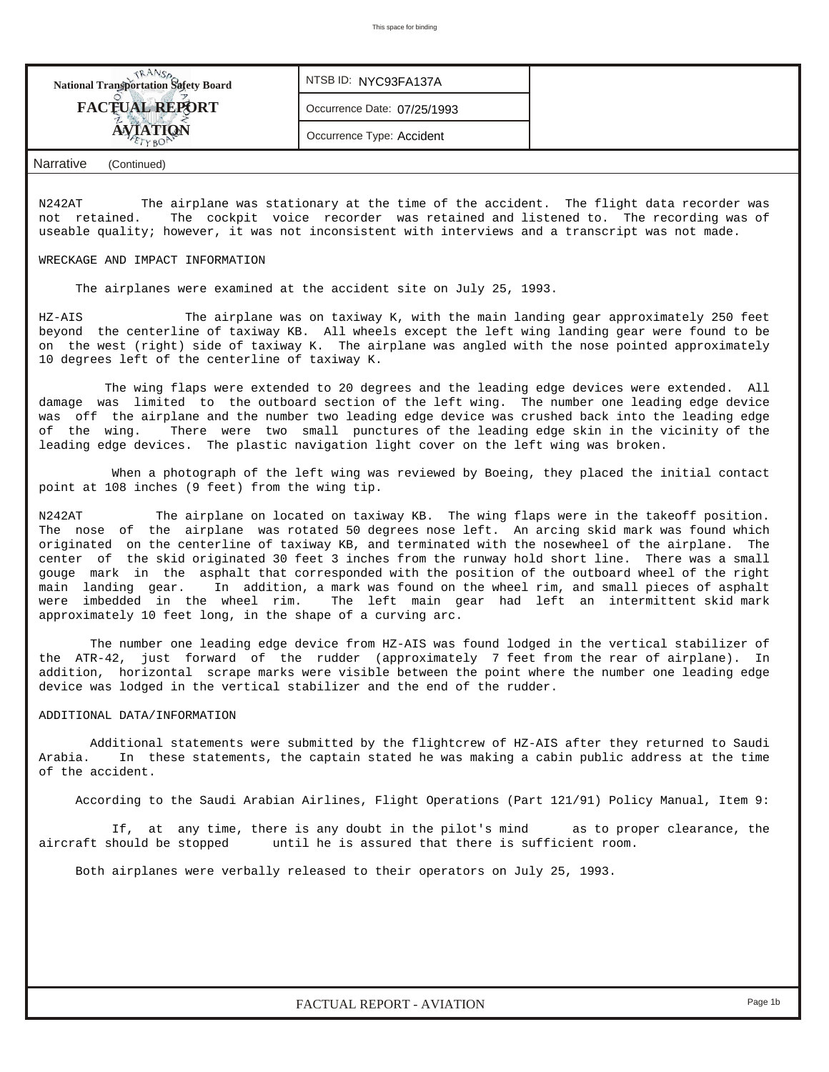National Transportation Safety Board

**FACTUAL REPORT**

**AVIATION**

NTSB ID: NYC93FA137A

Occurrence Date: 07/25/1993

Occurrence Type: Accident

Narrative (Continued)

N242AT The airplane was stationary at the time of the accident. The flight data recorder was not retained. The cockpit voice recorder was retained and listened to. The recording was of useable quality; however, it was not inconsistent with interviews and a transcript was not made.

WRECKAGE AND IMPACT INFORMATION

The airplanes were examined at the accident site on July 25, 1993.

HZ-AIS The airplane was on taxiway K, with the main landing gear approximately 250 feet beyond the centerline of taxiway KB. All wheels except the left wing landing gear were found to be on the west (right) side of taxiway K. The airplane was angled with the nose pointed approximately 10 degrees left of the centerline of taxiway K.

The wing flaps were extended to 20 degrees and the leading edge devices were extended. All damage was limited to the outboard section of the left wing. The number one leading edge device was off the airplane and the number two leading edge device was crushed back into the leading edge of the wing. There were two small punctures of the leading edge skin in the vicinity of the leading edge devices. The plastic navigation light cover on the left wing was broken.

When a photograph of the left wing was reviewed by Boeing, they placed the initial contact point at 108 inches (9 feet) from the wing tip.

N242AT The airplane on located on taxiway KB. The wing flaps were in the takeoff position. The nose of the airplane was rotated 50 degrees nose left. An arcing skid mark was found which originated on the centerline of taxiway KB, and terminated with the nosewheel of the airplane. The center of the skid originated 30 feet 3 inches from the runway hold short line. There was a small gouge mark in the asphalt that corresponded with the position of the outboard wheel of the right main landing gear. In addition, a mark was found on the wheel rim, and small pieces of asphalt were imbedded in the wheel rim. The left main gear had left an intermittent skid mark approximately 10 feet long, in the shape of a curving arc.

The number one leading edge device from HZ-AIS was found lodged in the vertical stabilizer of the ATR-42, just forward of the rudder (approximately 7 feet from the rear of airplane). In addition, horizontal scrape marks were visible between the point where the number one leading edge device was lodged in the vertical stabilizer and the end of the rudder.

ADDITIONAL DATA/INFORMATION

Additional statements were submitted by the flightcrew of HZ-AIS after they returned to Saudi Arabia. In these statements, the captain stated he was making a cabin public address at the time of the accident.

According to the Saudi Arabian Airlines, Flight Operations (Part 121/91) Policy Manual, Item 9:

If, at any time, there is any doubt in the pilot's mind as to proper clearance, the aircraft should be stopped until he is assured that there is sufficient room.

Both airplanes were verbally released to their operators on July 25, 1993.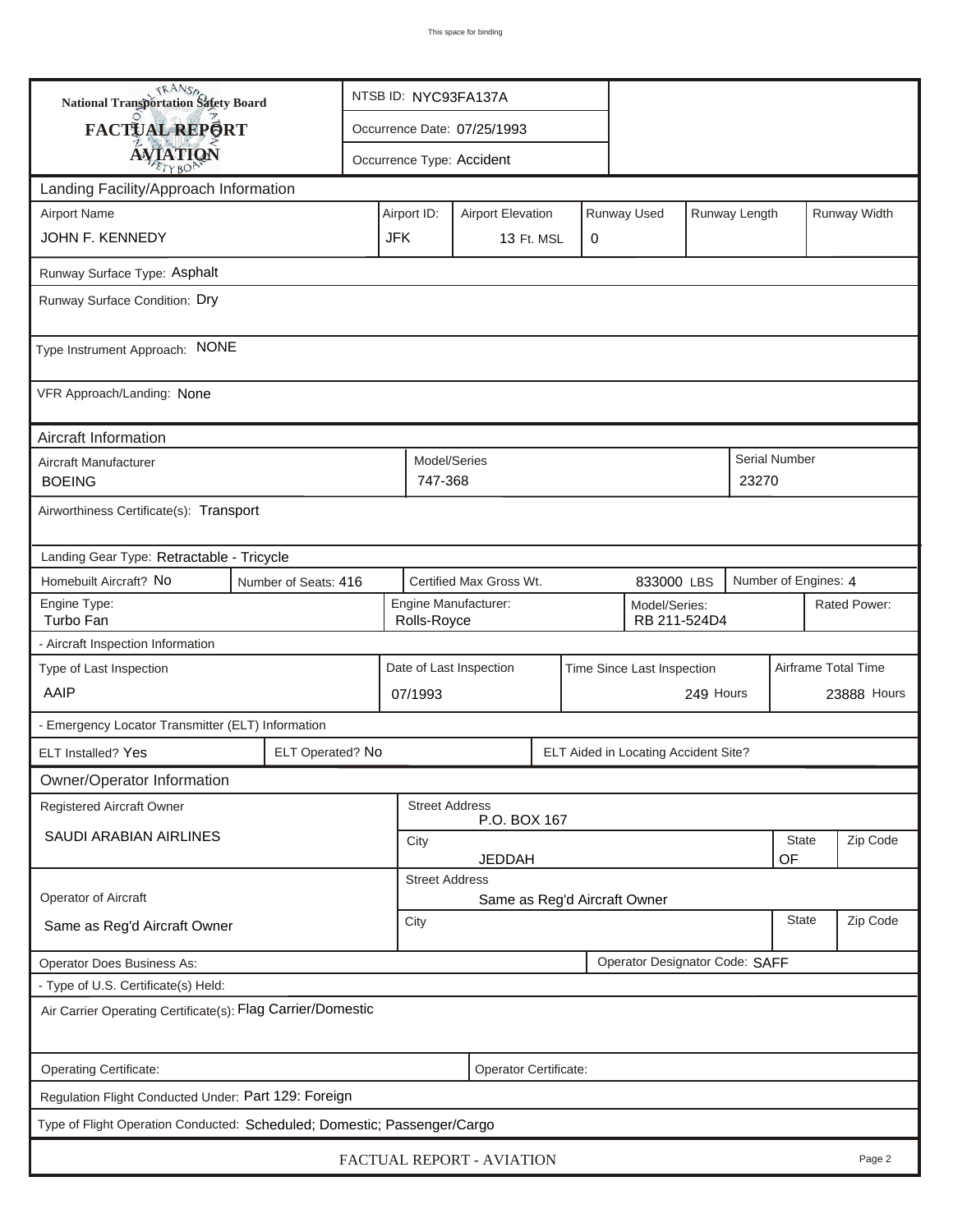This space for binding

| National Transportation Safety Board FACTUAL REPORT AVIATION | NTSB ID: NYC93FA137A |
|---|---|
| | Occurrence Date: 07/25/1993 |
| | Occurrence Type: Accident |

## Landing Facility/Approach Information

| Airport Name | Airport ID: | Airport Elevation | Runway Used | Runway Length | Runway Width |
|---|---|---|---|---|---|
| JOHN F. KENNEDY | JFK | 13 Ft. MSL | 0 | | |

Runway Surface Type: Asphalt

Runway Surface Condition: Dry

Type Instrument Approach: NONE

VFR Approach/Landing: None

## Aircraft Information

| Aircraft Manufacturer | Model/Series | Serial Number |
|---|---|---|
| BOEING | 747-368 | 23270 |

Airworthiness Certificate(s): Transport

Landing Gear Type: Retractable - Tricycle

| Homebuilt Aircraft? | Number of Seats: | Certified Max Gross Wt. | Number of Engines: |
|---|---|---|---|
| No | 416 | 833000 LBS | 4 |

| Engine Type: | Engine Manufacturer: | Model/Series: | Rated Power: |
|---|---|---|---|
| Turbo Fan | Rolls-Royce | RB 211-524D4 | |

- Aircraft Inspection Information

| Type of Last Inspection | Date of Last Inspection | Time Since Last Inspection | Airframe Total Time |
|---|---|---|---|
| AAIP | 07/1993 | 249 Hours | 23888 Hours |

- Emergency Locator Transmitter (ELT) Information

| ELT Installed? | ELT Operated? | ELT Aided in Locating Accident Site? |
|---|---|---|
| Yes | No | |

## Owner/Operator Information

| Registered Aircraft Owner | Street Address | City | State | Zip Code |
|---|---|---|---|---|
| SAUDI ARABIAN AIRLINES | P.O. BOX 167 | JEDDAH | OF | |

| Operator of Aircraft | Street Address | City | State | Zip Code |
|---|---|---|---|---|
| Same as Reg'd Aircraft Owner | Same as Reg'd Aircraft Owner | | | |

Operator Does Business As:

Operator Designator Code: SAFF

- Type of U.S. Certificate(s) Held:

Air Carrier Operating Certificate(s): Flag Carrier/Domestic

Operating Certificate:

Operator Certificate:

Regulation Flight Conducted Under: Part 129: Foreign

Type of Flight Operation Conducted: Scheduled; Domestic; Passenger/Cargo

FACTUAL REPORT - AVIATION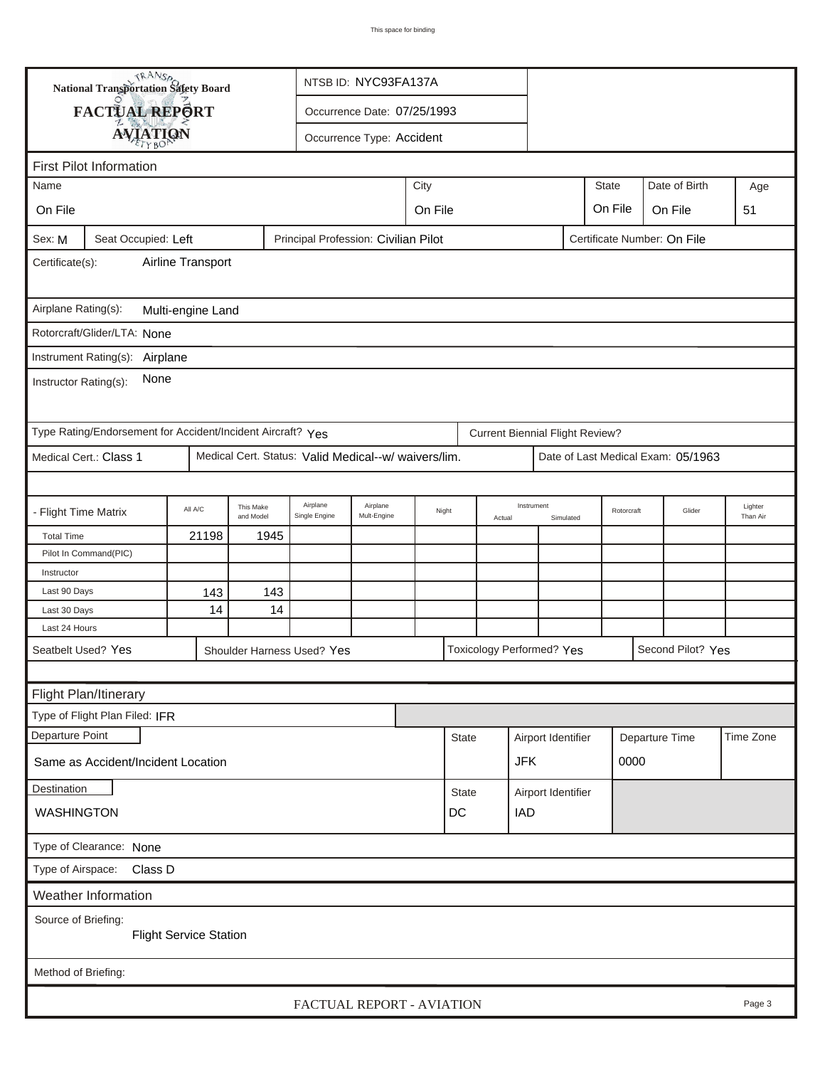This space for binding

**National Transportation Safety Board**

**FACTUAL REPORT**

**AVIATION**

NTSB ID: NYC93FA137A

Occurrence Date: 07/25/1993

Occurrence Type: Accident

## First Pilot Information

| Name | City | State | Date of Birth | Age |
|---|---|---|---|---|
| On File | On File | On File | On File | 51 |

Sex: M | Seat Occupied: Left | Principal Profession: Civilian Pilot | Certificate Number: On File

Certificate(s): Airline Transport

Airplane Rating(s): Multi-engine Land

Rotorcraft/Glider/LTA: None

Instrument Rating(s): Airplane

Instructor Rating(s): None

Type Rating/Endorsement for Accident/Incident Aircraft? Yes | Current Biennial Flight Review?

Medical Cert.: Class 1 | Medical Cert. Status: Valid Medical--w/ waivers/lim. | Date of Last Medical Exam: 05/1963

| - Flight Time Matrix | All A/C | This Make and Model | Airplane Single Engine | Airplane Mult-Engine | Night | Instrument Actual | Instrument Simulated | Rotorcraft | Glider | Lighter Than Air |
|---|---|---|---|---|---|---|---|---|---|---|
| Total Time | 21198 | 1945 | | | | | | | | |
| Pilot In Command(PIC) | | | | | | | | | | |
| Instructor | | | | | | | | | | |
| Last 90 Days | 143 | 143 | | | | | | | | |
| Last 30 Days | 14 | 14 | | | | | | | | |
| Last 24 Hours | | | | | | | | | | |

Seatbelt Used? Yes | Shoulder Harness Used? Yes | Toxicology Performed? Yes | Second Pilot? Yes

## Flight Plan/Itinerary

Type of Flight Plan Filed: IFR

| Departure Point | State | Airport Identifier | Departure Time | Time Zone |
|---|---|---|---|---|
| Same as Accident/Incident Location | | JFK | 0000 | |

| Destination | State | Airport Identifier |
|---|---|---|
| WASHINGTON | DC | IAD |

Type of Clearance: None

Type of Airspace: Class D

## Weather Information

Source of Briefing: Flight Service Station

Method of Briefing:

FACTUAL REPORT - AVIATION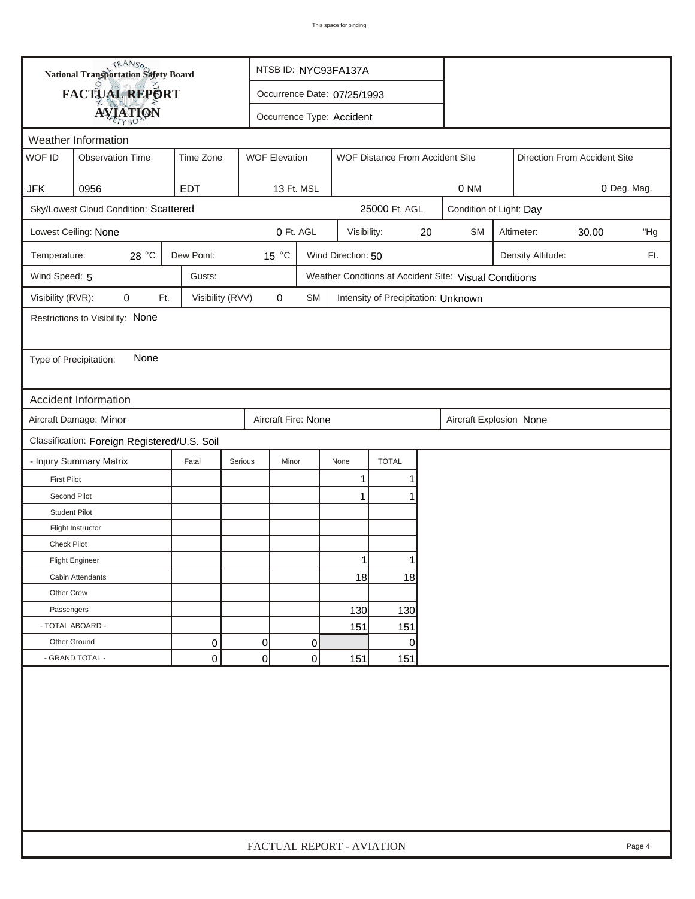This space for binding

**National Transportation Safety Board**

**FACTUAL REPORT**

**AVIATION**

NTSB ID: NYC93FA137A

Occurrence Date: 07/25/1993

Occurrence Type: Accident

## Weather Information

| WOF ID | Observation Time | Time Zone | WOF Elevation | WOF Distance From Accident Site | Direction From Accident Site |
|---|---|---|---|---|---|
| JFK | 0956 | EDT | 13 Ft. MSL | 0 NM | 0 Deg. Mag. |

Sky/Lowest Cloud Condition: Scattered — 25000 Ft. AGL

Condition of Light: Day

Lowest Ceiling: None — 0 Ft. AGL

Visibility: 20 SM

Altimeter: 30.00 "Hg

Temperature: 28 °C

Dew Point: 15 °C

Wind Direction: 50

Density Altitude: Ft.

Wind Speed: 5

Gusts:

Weather Condtions at Accident Site: Visual Conditions

Visibility (RVR): 0 Ft.

Visibility (RVV) 0 SM

Intensity of Precipitation: Unknown

Restrictions to Visibility: None

Type of Precipitation: None

## Accident Information

Aircraft Damage: Minor

Aircraft Fire: None

Aircraft Explosion None

Classification: Foreign Registered/U.S. Soil

| - Injury Summary Matrix | Fatal | Serious | Minor | None | TOTAL |
|---|---|---|---|---|---|
| First Pilot | | | | 1 | 1 |
| Second Pilot | | | | 1 | 1 |
| Student Pilot | | | | | |
| Flight Instructor | | | | | |
| Check Pilot | | | | | |
| Flight Engineer | | | | 1 | 1 |
| Cabin Attendants | | | | 18 | 18 |
| Other Crew | | | | | |
| Passengers | | | | 130 | 130 |
| - TOTAL ABOARD - | | | | 151 | 151 |
| Other Ground | 0 | 0 | 0 | | 0 |
| - GRAND TOTAL - | 0 | 0 | 0 | 151 | 151 |

FACTUAL REPORT - AVIATION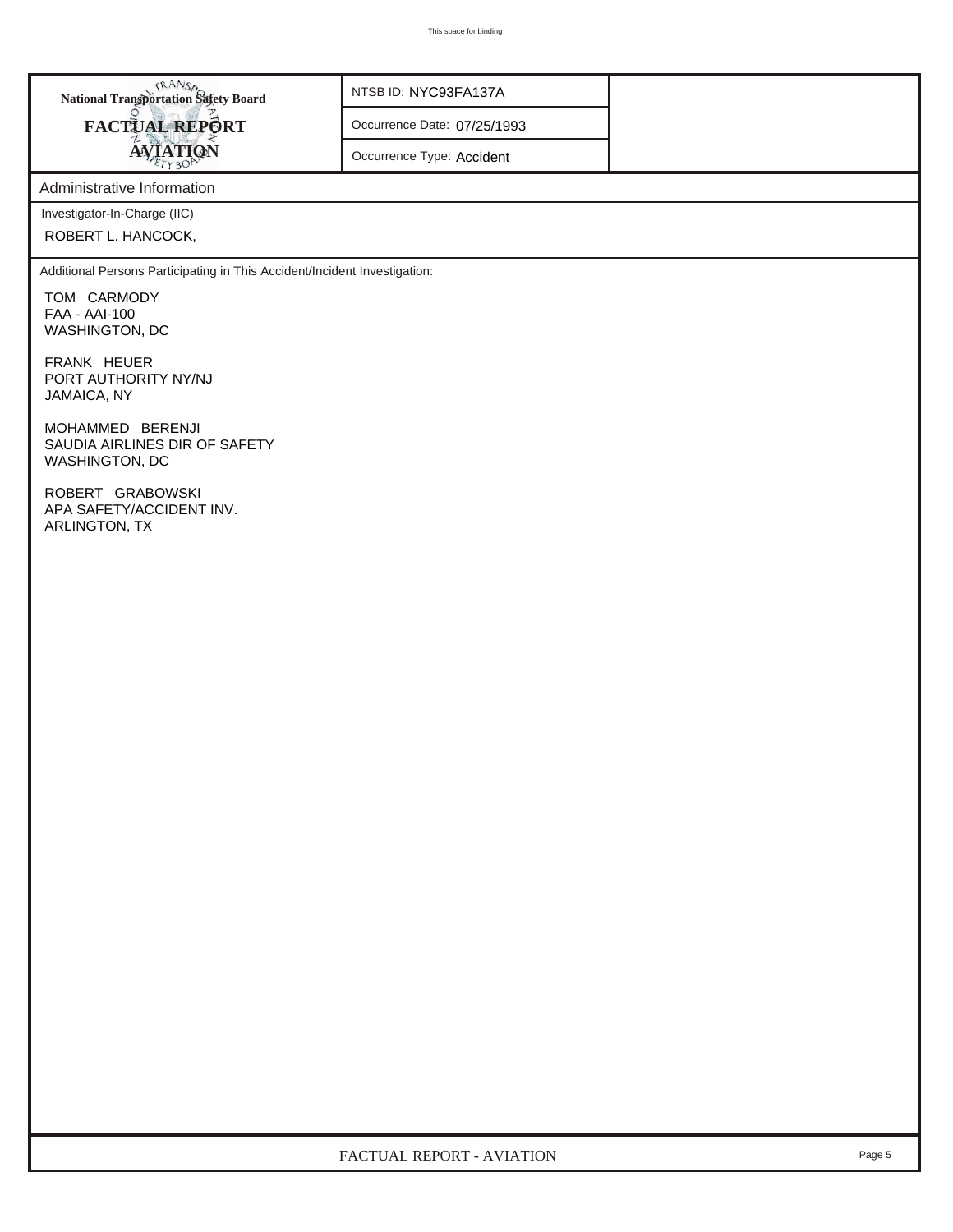**National Transportation Safety Board**

**FACTUAL REPORT**

**AVIATION**

| | |
|---|---|
| NTSB ID: NYC93FA137A | |
| Occurrence Date: 07/25/1993 | |
| Occurrence Type: Accident | |

## Administrative Information

Investigator-In-Charge (IIC)

ROBERT L. HANCOCK,

Additional Persons Participating in This Accident/Incident Investigation:

TOM CARMODY
FAA - AAI-100
WASHINGTON, DC

FRANK HEUER
PORT AUTHORITY NY/NJ
JAMAICA, NY

MOHAMMED BERENJI
SAUDIA AIRLINES DIR OF SAFETY
WASHINGTON, DC

ROBERT GRABOWSKI
APA SAFETY/ACCIDENT INV.
ARLINGTON, TX